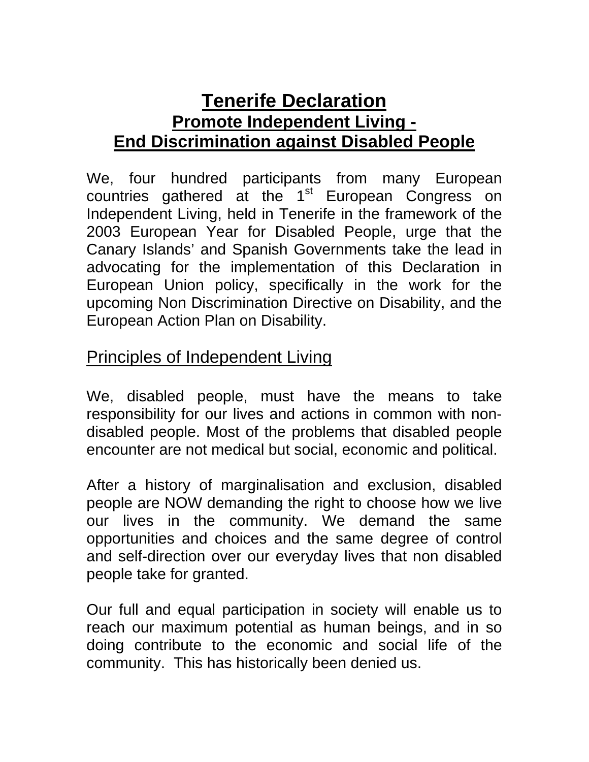# Tenerife Declaration

## Promote Independent Living - End Discrimination against Disabled People

We, four hundred participants from many European countries gathered at the 1st European Congress on Independent Living, held in Tenerife in the framework of the 2003 European Year for Disabled People, urge that the Canary Islands' and Spanish Governments take the lead in advocating for the implementation of this Declaration in European Union policy, specifically in the work for the upcoming Non Discrimination Directive on Disability, and the European Action Plan on Disability.

## Principles of Independent Living

We, disabled people, must have the means to take responsibility for our lives and actions in common with non-disabled people. Most of the problems that disabled people encounter are not medical but social, economic and political.

After a history of marginalisation and exclusion, disabled people are NOW demanding the right to choose how we live our lives in the community. We demand the same opportunities and choices and the same degree of control and self-direction over our everyday lives that non disabled people take for granted.

Our full and equal participation in society will enable us to reach our maximum potential as human beings, and in so doing contribute to the economic and social life of the community. This has historically been denied us.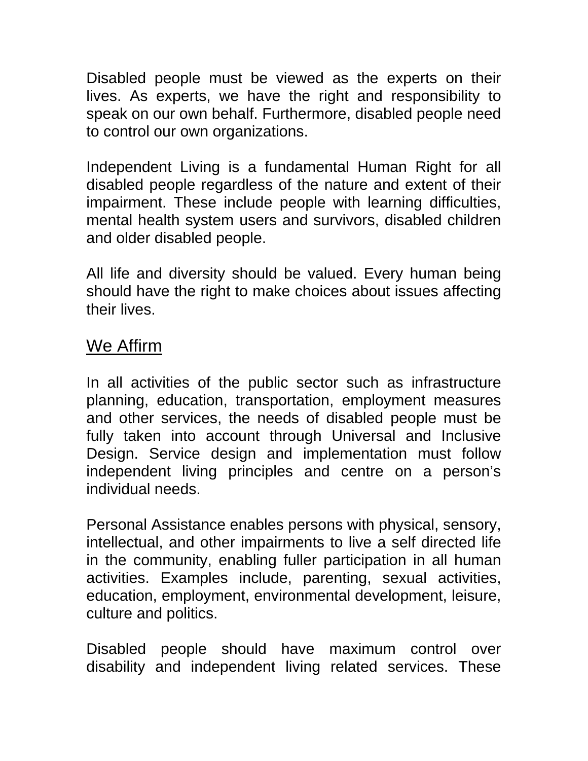Disabled people must be viewed as the experts on their lives. As experts, we have the right and responsibility to speak on our own behalf. Furthermore, disabled people need to control our own organizations.

Independent Living is a fundamental Human Right for all disabled people regardless of the nature and extent of their impairment. These include people with learning difficulties, mental health system users and survivors, disabled children and older disabled people.

All life and diversity should be valued. Every human being should have the right to make choices about issues affecting their lives.

## We Affirm

In all activities of the public sector such as infrastructure planning, education, transportation, employment measures and other services, the needs of disabled people must be fully taken into account through Universal and Inclusive Design. Service design and implementation must follow independent living principles and centre on a person's individual needs.

Personal Assistance enables persons with physical, sensory, intellectual, and other impairments to live a self directed life in the community, enabling fuller participation in all human activities. Examples include, parenting, sexual activities, education, employment, environmental development, leisure, culture and politics.

Disabled people should have maximum control over disability and independent living related services. These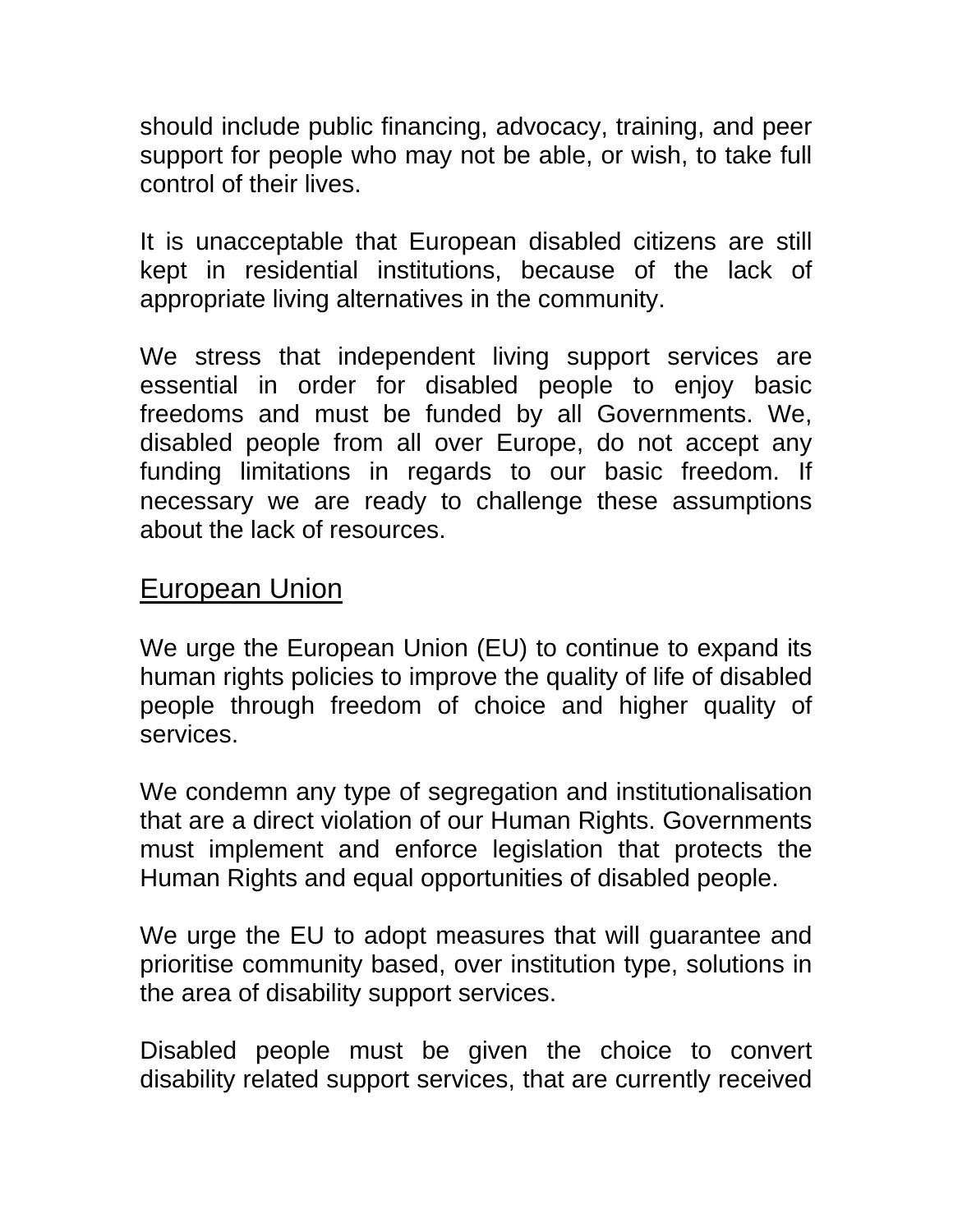should include public financing, advocacy, training, and peer support for people who may not be able, or wish, to take full control of their lives.

It is unacceptable that European disabled citizens are still kept in residential institutions, because of the lack of appropriate living alternatives in the community.

We stress that independent living support services are essential in order for disabled people to enjoy basic freedoms and must be funded by all Governments. We, disabled people from all over Europe, do not accept any funding limitations in regards to our basic freedom. If necessary we are ready to challenge these assumptions about the lack of resources.

## European Union

We urge the European Union (EU) to continue to expand its human rights policies to improve the quality of life of disabled people through freedom of choice and higher quality of services.

We condemn any type of segregation and institutionalisation that are a direct violation of our Human Rights. Governments must implement and enforce legislation that protects the Human Rights and equal opportunities of disabled people.

We urge the EU to adopt measures that will guarantee and prioritise community based, over institution type, solutions in the area of disability support services.

Disabled people must be given the choice to convert disability related support services, that are currently received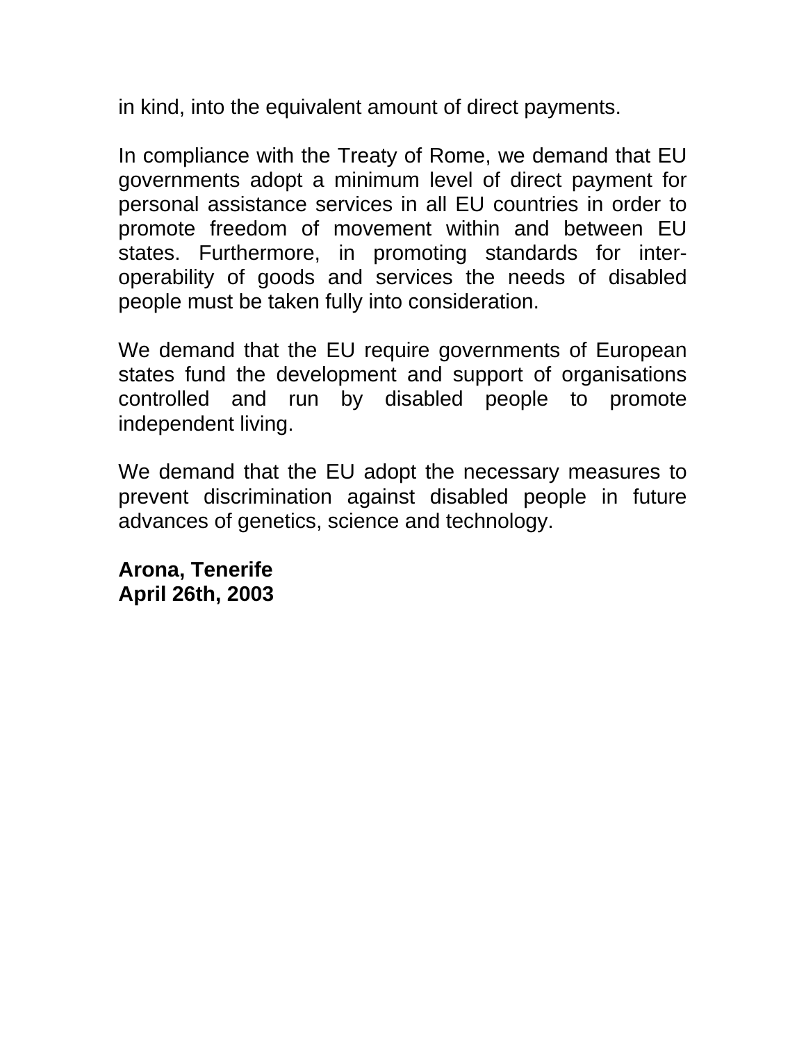in kind, into the equivalent amount of direct payments.

In compliance with the Treaty of Rome, we demand that EU governments adopt a minimum level of direct payment for personal assistance services in all EU countries in order to promote freedom of movement within and between EU states. Furthermore, in promoting standards for inter-operability of goods and services the needs of disabled people must be taken fully into consideration.

We demand that the EU require governments of European states fund the development and support of organisations controlled and run by disabled people to promote independent living.

We demand that the EU adopt the necessary measures to prevent discrimination against disabled people in future advances of genetics, science and technology.

**Arona, Tenerife**
**April 26th, 2003**